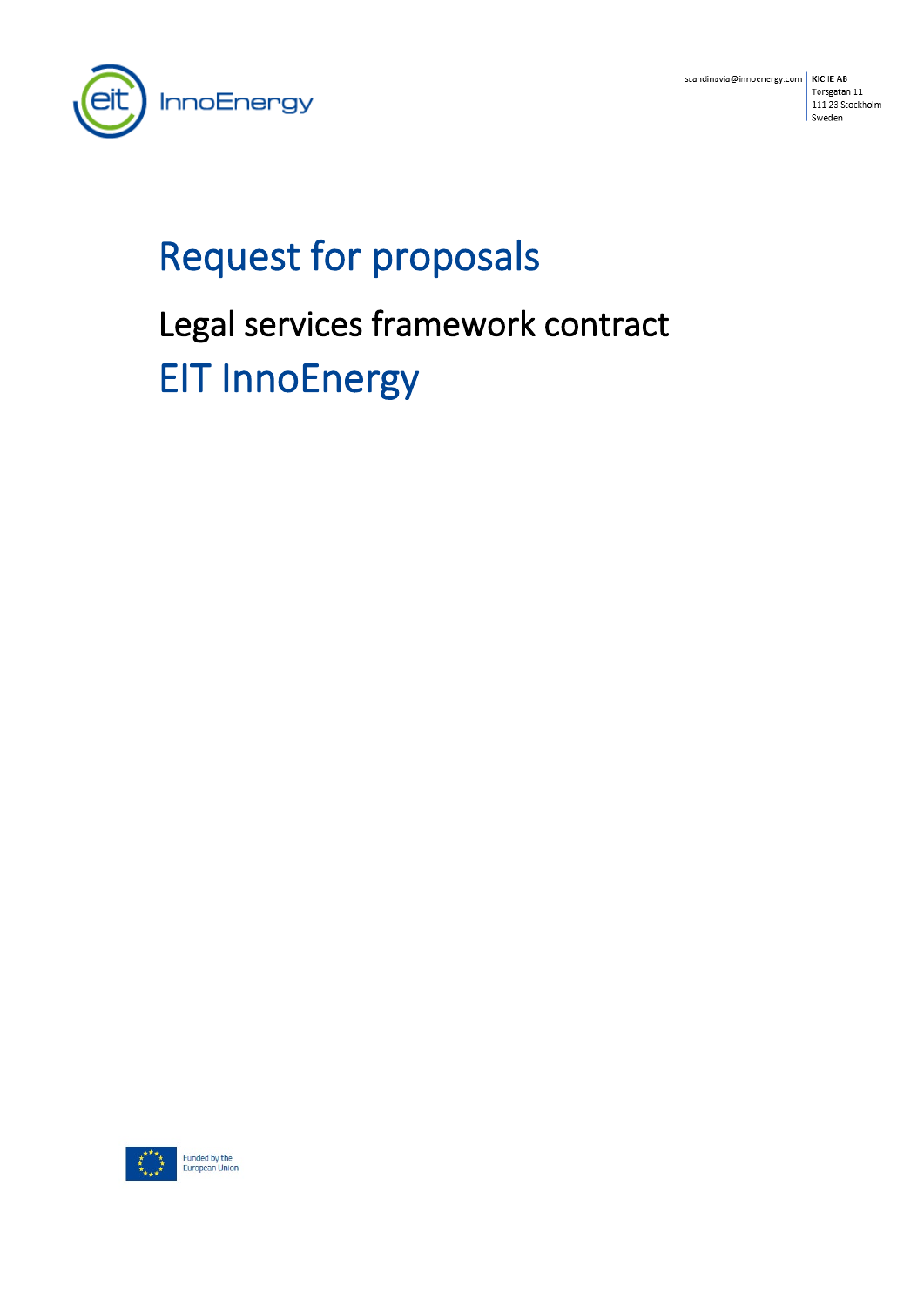scandinavia@innoenergy.com

**KIC IE AB**
Torsgatan 11
111 23 Stockholm
Sweden

# Request for proposals

## Legal services framework contract

## EIT InnoEnergy

Funded by the European Union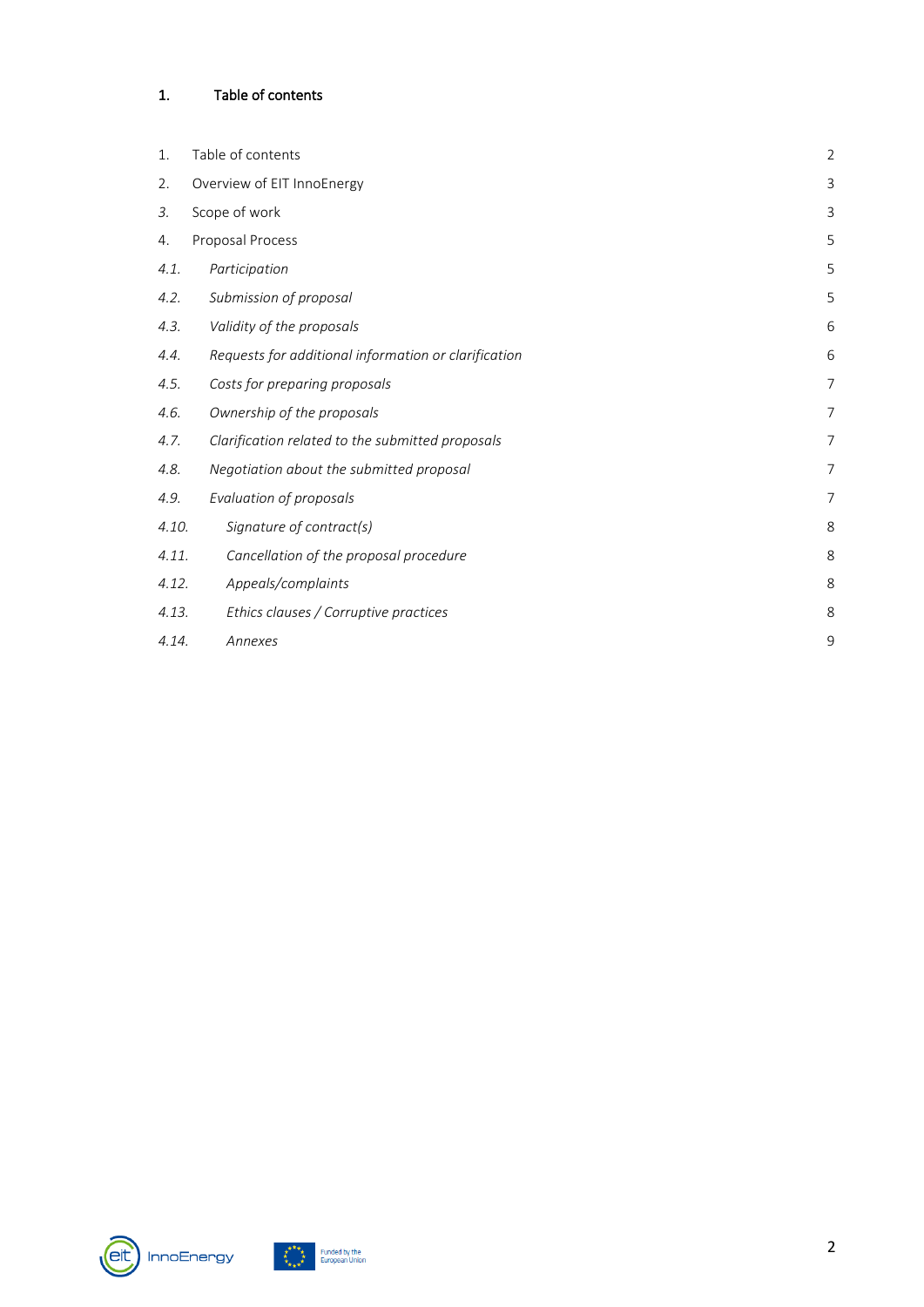## 1. Table of contents

| | | |
|---|---|---|
| 1. | Table of contents | 2 |
| 2. | Overview of EIT InnoEnergy | 3 |
| *3.* | Scope of work | 3 |
| 4. | Proposal Process | 5 |
| *4.1.* | *Participation* | 5 |
| *4.2.* | *Submission of proposal* | 5 |
| *4.3.* | *Validity of the proposals* | 6 |
| *4.4.* | *Requests for additional information or clarification* | 6 |
| *4.5.* | *Costs for preparing proposals* | 7 |
| *4.6.* | *Ownership of the proposals* | 7 |
| *4.7.* | *Clarification related to the submitted proposals* | 7 |
| *4.8.* | *Negotiation about the submitted proposal* | 7 |
| *4.9.* | *Evaluation of proposals* | 7 |
| *4.10.* | *Signature of contract(s)* | 8 |
| *4.11.* | *Cancellation of the proposal procedure* | 8 |
| *4.12.* | *Appeals/complaints* | 8 |
| *4.13.* | *Ethics clauses / Corruptive practices* | 8 |
| *4.14.* | *Annexes* | 9 |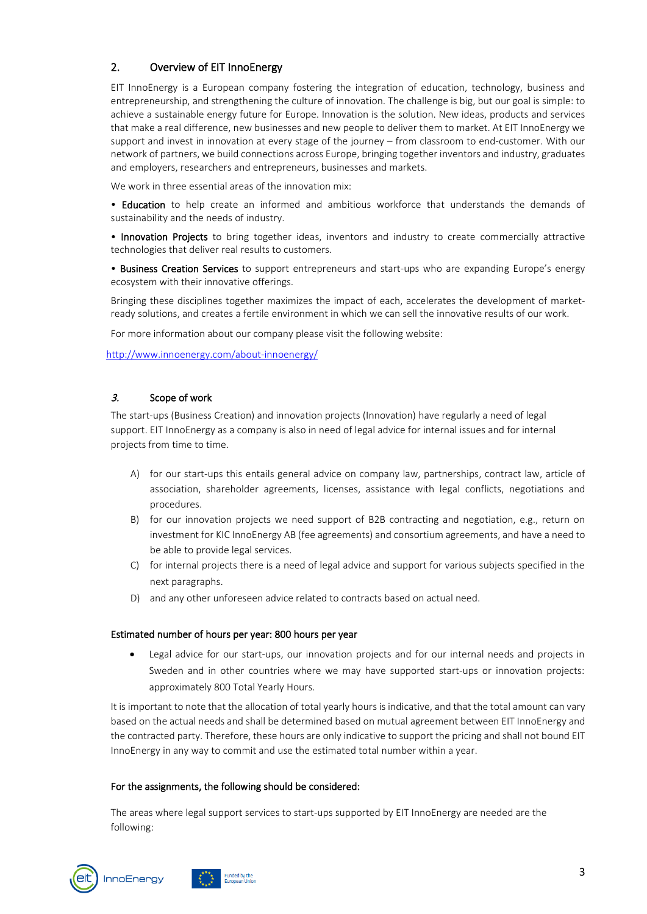## 2. Overview of EIT InnoEnergy

EIT InnoEnergy is a European company fostering the integration of education, technology, business and entrepreneurship, and strengthening the culture of innovation. The challenge is big, but our goal is simple: to achieve a sustainable energy future for Europe. Innovation is the solution. New ideas, products and services that make a real difference, new businesses and new people to deliver them to market. At EIT InnoEnergy we support and invest in innovation at every stage of the journey – from classroom to end-customer. With our network of partners, we build connections across Europe, bringing together inventors and industry, graduates and employers, researchers and entrepreneurs, businesses and markets.

We work in three essential areas of the innovation mix:

- **Education** to help create an informed and ambitious workforce that understands the demands of sustainability and the needs of industry.
- **Innovation Projects** to bring together ideas, inventors and industry to create commercially attractive technologies that deliver real results to customers.
- **Business Creation Services** to support entrepreneurs and start-ups who are expanding Europe's energy ecosystem with their innovative offerings.

Bringing these disciplines together maximizes the impact of each, accelerates the development of market-ready solutions, and creates a fertile environment in which we can sell the innovative results of our work.

For more information about our company please visit the following website:

http://www.innoenergy.com/about-innoenergy/

## *3.* Scope of work

The start-ups (Business Creation) and innovation projects (Innovation) have regularly a need of legal support. EIT InnoEnergy as a company is also in need of legal advice for internal issues and for internal projects from time to time.

A) for our start-ups this entails general advice on company law, partnerships, contract law, article of association, shareholder agreements, licenses, assistance with legal conflicts, negotiations and procedures.

B) for our innovation projects we need support of B2B contracting and negotiation, e.g., return on investment for KIC InnoEnergy AB (fee agreements) and consortium agreements, and have a need to be able to provide legal services.

C) for internal projects there is a need of legal advice and support for various subjects specified in the next paragraphs.

D) and any other unforeseen advice related to contracts based on actual need.

**Estimated number of hours per year: 800 hours per year**

- Legal advice for our start-ups, our innovation projects and for our internal needs and projects in Sweden and in other countries where we may have supported start-ups or innovation projects: approximately 800 Total Yearly Hours.

It is important to note that the allocation of total yearly hours is indicative, and that the total amount can vary based on the actual needs and shall be determined based on mutual agreement between EIT InnoEnergy and the contracted party. Therefore, these hours are only indicative to support the pricing and shall not bound EIT InnoEnergy in any way to commit and use the estimated total number within a year.

**For the assignments, the following should be considered:**

The areas where legal support services to start-ups supported by EIT InnoEnergy are needed are the following: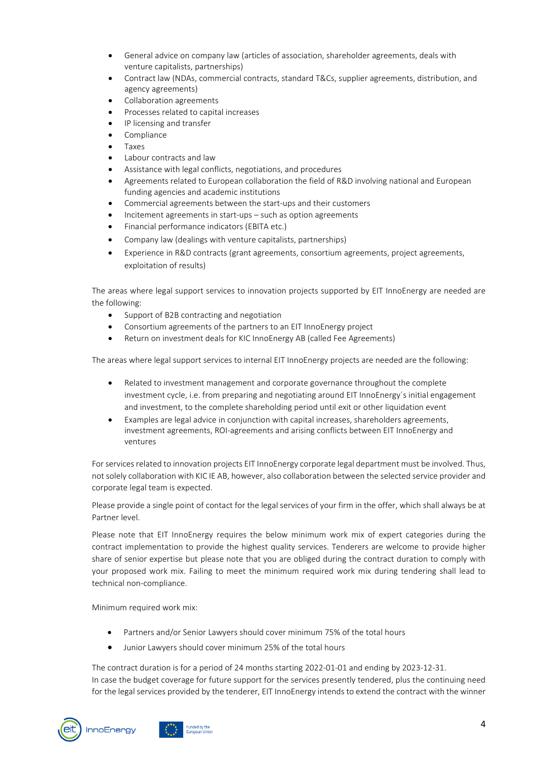- General advice on company law (articles of association, shareholder agreements, deals with venture capitalists, partnerships)
- Contract law (NDAs, commercial contracts, standard T&Cs, supplier agreements, distribution, and agency agreements)
- Collaboration agreements
- Processes related to capital increases
- IP licensing and transfer
- Compliance
- Taxes
- Labour contracts and law
- Assistance with legal conflicts, negotiations, and procedures
- Agreements related to European collaboration the field of R&D involving national and European funding agencies and academic institutions
- Commercial agreements between the start-ups and their customers
- Incitement agreements in start-ups – such as option agreements
- Financial performance indicators (EBITA etc.)
- Company law (dealings with venture capitalists, partnerships)
- Experience in R&D contracts (grant agreements, consortium agreements, project agreements, exploitation of results)

The areas where legal support services to innovation projects supported by EIT InnoEnergy are needed are the following:

- Support of B2B contracting and negotiation
- Consortium agreements of the partners to an EIT InnoEnergy project
- Return on investment deals for KIC InnoEnergy AB (called Fee Agreements)

The areas where legal support services to internal EIT InnoEnergy projects are needed are the following:

- Related to investment management and corporate governance throughout the complete investment cycle, i.e. from preparing and negotiating around EIT InnoEnergy´s initial engagement and investment, to the complete shareholding period until exit or other liquidation event
- Examples are legal advice in conjunction with capital increases, shareholders agreements, investment agreements, ROI-agreements and arising conflicts between EIT InnoEnergy and ventures

For services related to innovation projects EIT InnoEnergy corporate legal department must be involved. Thus, not solely collaboration with KIC IE AB, however, also collaboration between the selected service provider and corporate legal team is expected.

Please provide a single point of contact for the legal services of your firm in the offer, which shall always be at Partner level.

Please note that EIT InnoEnergy requires the below minimum work mix of expert categories during the contract implementation to provide the highest quality services. Tenderers are welcome to provide higher share of senior expertise but please note that you are obliged during the contract duration to comply with your proposed work mix. Failing to meet the minimum required work mix during tendering shall lead to technical non-compliance.

Minimum required work mix:

- Partners and/or Senior Lawyers should cover minimum 75% of the total hours
- Junior Lawyers should cover minimum 25% of the total hours

The contract duration is for a period of 24 months starting 2022-01-01 and ending by 2023-12-31.
In case the budget coverage for future support for the services presently tendered, plus the continuing need for the legal services provided by the tenderer, EIT InnoEnergy intends to extend the contract with the winner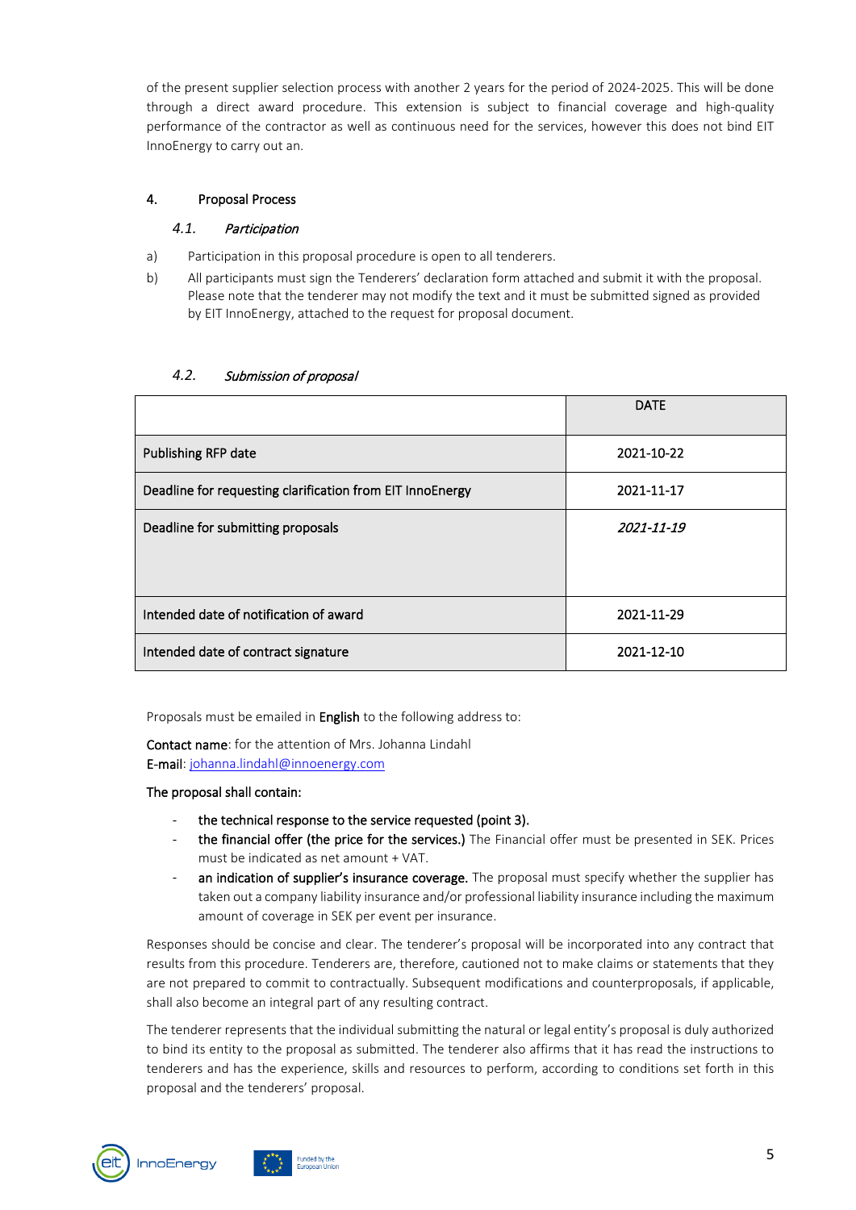of the present supplier selection process with another 2 years for the period of 2024-2025. This will be done through a direct award procedure. This extension is subject to financial coverage and high-quality performance of the contractor as well as continuous need for the services, however this does not bind EIT InnoEnergy to carry out an.

## 4. Proposal Process

### *4.1. Participation*

a) Participation in this proposal procedure is open to all tenderers.

b) All participants must sign the Tenderers' declaration form attached and submit it with the proposal. Please note that the tenderer may not modify the text and it must be submitted signed as provided by EIT InnoEnergy, attached to the request for proposal document.

### *4.2. Submission of proposal*

| | DATE |
|---|---|
| Publishing RFP date | 2021-10-22 |
| Deadline for requesting clarification from EIT InnoEnergy | 2021-11-17 |
| Deadline for submitting proposals | *2021-11-19* |
| Intended date of notification of award | 2021-11-29 |
| Intended date of contract signature | 2021-12-10 |

Proposals must be emailed in **English** to the following address to:

**Contact name**: for the attention of Mrs. Johanna Lindahl
**E-mail**: johanna.lindahl@innoenergy.com

**The proposal shall contain:**

- **the technical response to the service requested (point 3).**
- **the financial offer (the price for the services.)** The Financial offer must be presented in SEK. Prices must be indicated as net amount + VAT.
- **an indication of supplier's insurance coverage.** The proposal must specify whether the supplier has taken out a company liability insurance and/or professional liability insurance including the maximum amount of coverage in SEK per event per insurance.

Responses should be concise and clear. The tenderer's proposal will be incorporated into any contract that results from this procedure. Tenderers are, therefore, cautioned not to make claims or statements that they are not prepared to commit to contractually. Subsequent modifications and counterproposals, if applicable, shall also become an integral part of any resulting contract.

The tenderer represents that the individual submitting the natural or legal entity's proposal is duly authorized to bind its entity to the proposal as submitted. The tenderer also affirms that it has read the instructions to tenderers and has the experience, skills and resources to perform, according to conditions set forth in this proposal and the tenderers' proposal.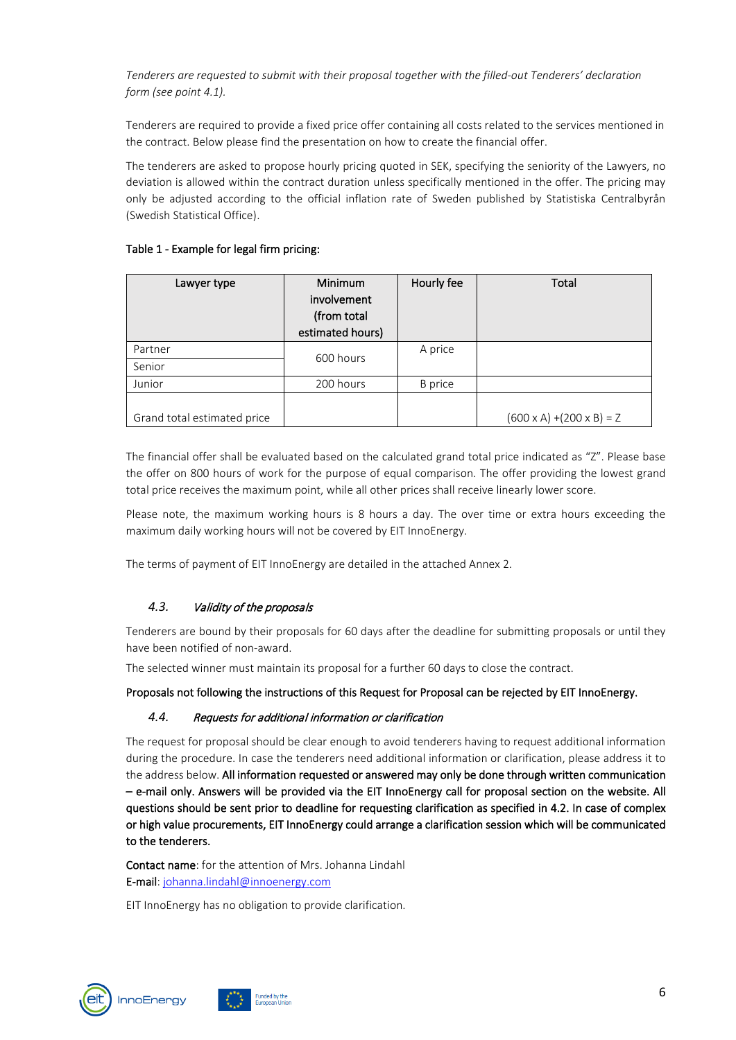*Tenderers are requested to submit with their proposal together with the filled-out Tenderers' declaration form (see point 4.1).*

Tenderers are required to provide a fixed price offer containing all costs related to the services mentioned in the contract. Below please find the presentation on how to create the financial offer.

The tenderers are asked to propose hourly pricing quoted in SEK, specifying the seniority of the Lawyers, no deviation is allowed within the contract duration unless specifically mentioned in the offer. The pricing may only be adjusted according to the official inflation rate of Sweden published by Statistiska Centralbyrån (Swedish Statistical Office).

Table 1 - Example for legal firm pricing:

| Lawyer type | Minimum involvement (from total estimated hours) | Hourly fee | Total |
|---|---|---|---|
| Partner | 600 hours | A price | |
| Senior | | | |
| Junior | 200 hours | B price | |
| Grand total estimated price | | | (600 x A) +(200 x B) = Z |

The financial offer shall be evaluated based on the calculated grand total price indicated as "Z". Please base the offer on 800 hours of work for the purpose of equal comparison. The offer providing the lowest grand total price receives the maximum point, while all other prices shall receive linearly lower score.

Please note, the maximum working hours is 8 hours a day. The over time or extra hours exceeding the maximum daily working hours will not be covered by EIT InnoEnergy.

The terms of payment of EIT InnoEnergy are detailed in the attached Annex 2.

### 4.3. *Validity of the proposals*

Tenderers are bound by their proposals for 60 days after the deadline for submitting proposals or until they have been notified of non-award.

The selected winner must maintain its proposal for a further 60 days to close the contract.

**Proposals not following the instructions of this Request for Proposal can be rejected by EIT InnoEnergy.**

### 4.4. *Requests for additional information or clarification*

The request for proposal should be clear enough to avoid tenderers having to request additional information during the procedure. In case the tenderers need additional information or clarification, please address it to the address below. **All information requested or answered may only be done through written communication – e-mail only. Answers will be provided via the EIT InnoEnergy call for proposal section on the website. All questions should be sent prior to deadline for requesting clarification as specified in 4.2. In case of complex or high value procurements, EIT InnoEnergy could arrange a clarification session which will be communicated to the tenderers.**

**Contact name**: for the attention of Mrs. Johanna Lindahl
**E-mail**: johanna.lindahl@innoenergy.com

EIT InnoEnergy has no obligation to provide clarification.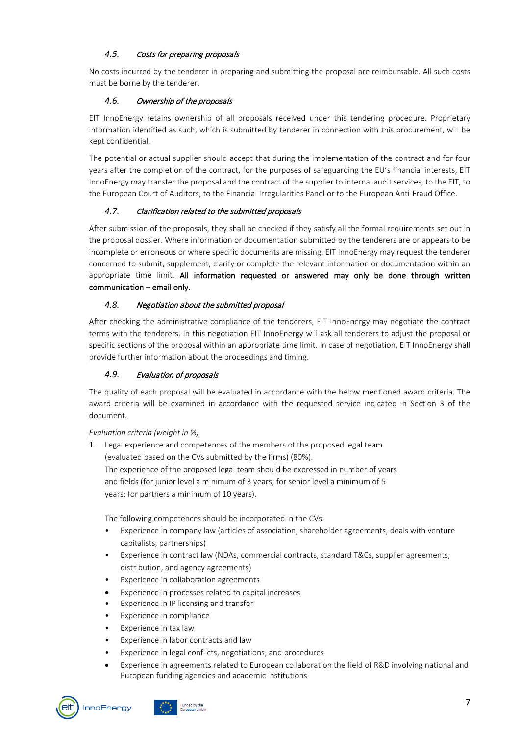### 4.5. *Costs for preparing proposals*

No costs incurred by the tenderer in preparing and submitting the proposal are reimbursable. All such costs must be borne by the tenderer.

### 4.6. *Ownership of the proposals*

EIT InnoEnergy retains ownership of all proposals received under this tendering procedure. Proprietary information identified as such, which is submitted by tenderer in connection with this procurement, will be kept confidential.

The potential or actual supplier should accept that during the implementation of the contract and for four years after the completion of the contract, for the purposes of safeguarding the EU's financial interests, EIT InnoEnergy may transfer the proposal and the contract of the supplier to internal audit services, to the EIT, to the European Court of Auditors, to the Financial Irregularities Panel or to the European Anti-Fraud Office.

### 4.7. *Clarification related to the submitted proposals*

After submission of the proposals, they shall be checked if they satisfy all the formal requirements set out in the proposal dossier. Where information or documentation submitted by the tenderers are or appears to be incomplete or erroneous or where specific documents are missing, EIT InnoEnergy may request the tenderer concerned to submit, supplement, clarify or complete the relevant information or documentation within an appropriate time limit. **All information requested or answered may only be done through written communication – email only.**

### 4.8. *Negotiation about the submitted proposal*

After checking the administrative compliance of the tenderers, EIT InnoEnergy may negotiate the contract terms with the tenderers. In this negotiation EIT InnoEnergy will ask all tenderers to adjust the proposal or specific sections of the proposal within an appropriate time limit. In case of negotiation, EIT InnoEnergy shall provide further information about the proceedings and timing.

### 4.9. *Evaluation of proposals*

The quality of each proposal will be evaluated in accordance with the below mentioned award criteria. The award criteria will be examined in accordance with the requested service indicated in Section 3 of the document.

*Evaluation criteria (weight in %)*

1. Legal experience and competences of the members of the proposed legal team (evaluated based on the CVs submitted by the firms) (80%).
   The experience of the proposed legal team should be expressed in number of years and fields (for junior level a minimum of 3 years; for senior level a minimum of 5 years; for partners a minimum of 10 years).

   The following competences should be incorporated in the CVs:

   - Experience in company law (articles of association, shareholder agreements, deals with venture capitalists, partnerships)
   - Experience in contract law (NDAs, commercial contracts, standard T&Cs, supplier agreements, distribution, and agency agreements)
   - Experience in collaboration agreements
   - Experience in processes related to capital increases
   - Experience in IP licensing and transfer
   - Experience in compliance
   - Experience in tax law
   - Experience in labor contracts and law
   - Experience in legal conflicts, negotiations, and procedures
   - Experience in agreements related to European collaboration the field of R&D involving national and European funding agencies and academic institutions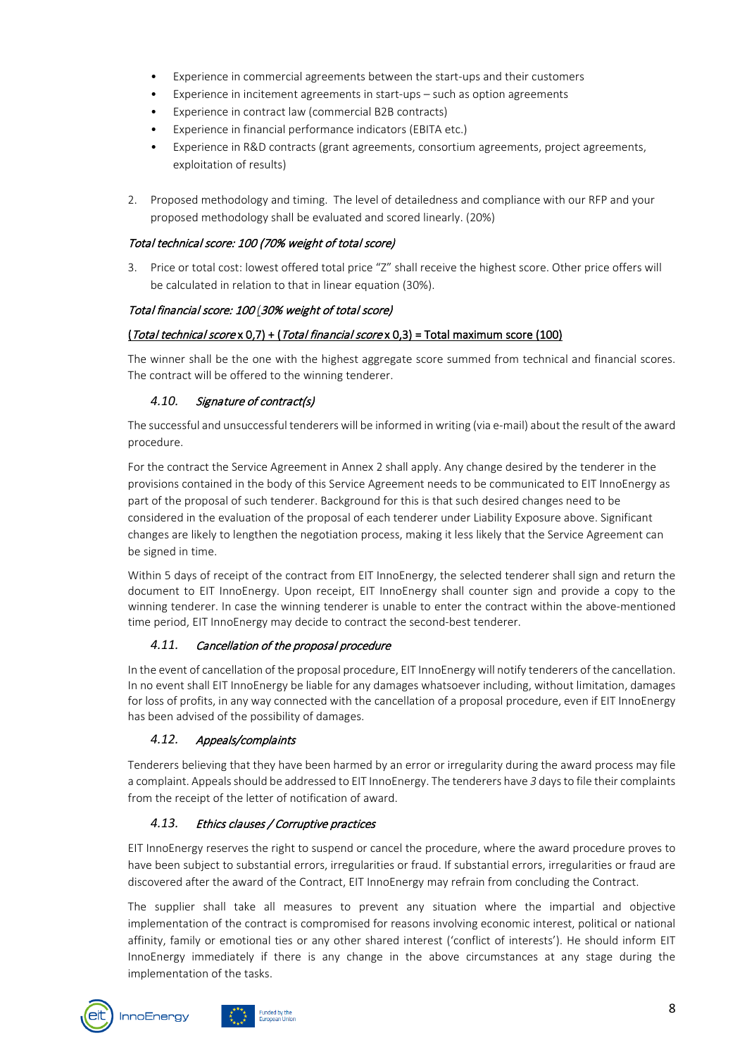- Experience in commercial agreements between the start-ups and their customers
- Experience in incitement agreements in start-ups – such as option agreements
- Experience in contract law (commercial B2B contracts)
- Experience in financial performance indicators (EBITA etc.)
- Experience in R&D contracts (grant agreements, consortium agreements, project agreements, exploitation of results)

2. Proposed methodology and timing. The level of detailedness and compliance with our RFP and your proposed methodology shall be evaluated and scored linearly. (20%)

*Total technical score: 100 (70% weight of total score)*

3. Price or total cost: lowest offered total price "Z" shall receive the highest score. Other price offers will be calculated in relation to that in linear equation (30%).

*Total financial score: 100 (30% weight of total score)*

<u>(*Total technical score* x 0,7) + (*Total financial score* x 0,3) = Total maximum score (100)</u>

The winner shall be the one with the highest aggregate score summed from technical and financial scores. The contract will be offered to the winning tenderer.

### *4.10. Signature of contract(s)*

The successful and unsuccessful tenderers will be informed in writing (via e-mail) about the result of the award procedure.

For the contract the Service Agreement in Annex 2 shall apply. Any change desired by the tenderer in the provisions contained in the body of this Service Agreement needs to be communicated to EIT InnoEnergy as part of the proposal of such tenderer. Background for this is that such desired changes need to be considered in the evaluation of the proposal of each tenderer under Liability Exposure above. Significant changes are likely to lengthen the negotiation process, making it less likely that the Service Agreement can be signed in time.

Within 5 days of receipt of the contract from EIT InnoEnergy, the selected tenderer shall sign and return the document to EIT InnoEnergy. Upon receipt, EIT InnoEnergy shall counter sign and provide a copy to the winning tenderer. In case the winning tenderer is unable to enter the contract within the above-mentioned time period, EIT InnoEnergy may decide to contract the second-best tenderer.

### *4.11. Cancellation of the proposal procedure*

In the event of cancellation of the proposal procedure, EIT InnoEnergy will notify tenderers of the cancellation. In no event shall EIT InnoEnergy be liable for any damages whatsoever including, without limitation, damages for loss of profits, in any way connected with the cancellation of a proposal procedure, even if EIT InnoEnergy has been advised of the possibility of damages.

### *4.12. Appeals/complaints*

Tenderers believing that they have been harmed by an error or irregularity during the award process may file a complaint. Appeals should be addressed to EIT InnoEnergy. The tenderers have *3* days to file their complaints from the receipt of the letter of notification of award.

### *4.13. Ethics clauses / Corruptive practices*

EIT InnoEnergy reserves the right to suspend or cancel the procedure, where the award procedure proves to have been subject to substantial errors, irregularities or fraud. If substantial errors, irregularities or fraud are discovered after the award of the Contract, EIT InnoEnergy may refrain from concluding the Contract.

The supplier shall take all measures to prevent any situation where the impartial and objective implementation of the contract is compromised for reasons involving economic interest, political or national affinity, family or emotional ties or any other shared interest ('conflict of interests'). He should inform EIT InnoEnergy immediately if there is any change in the above circumstances at any stage during the implementation of the tasks.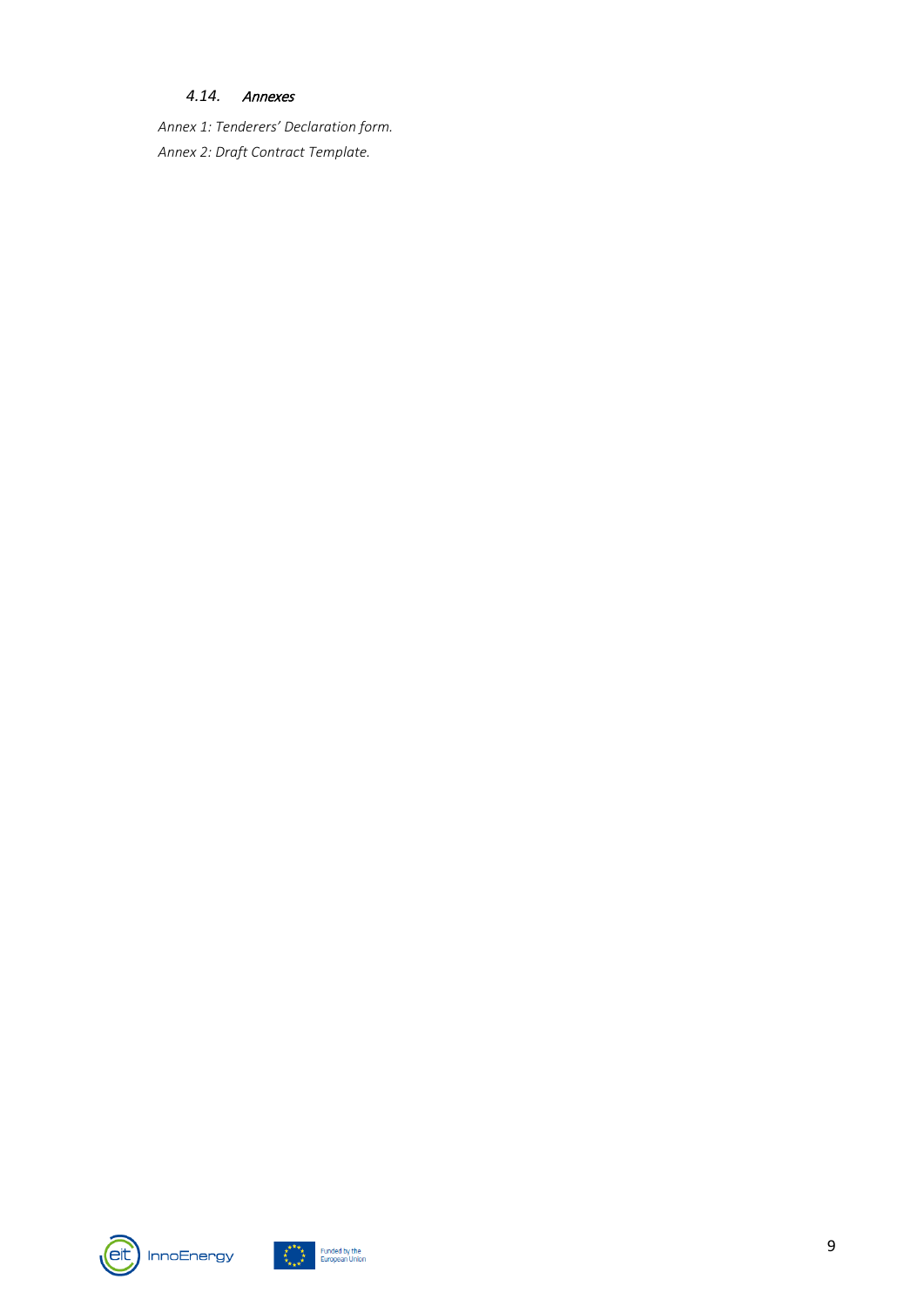### 4.14. *Annexes*

*Annex 1: Tenderers' Declaration form.*

*Annex 2: Draft Contract Template.*